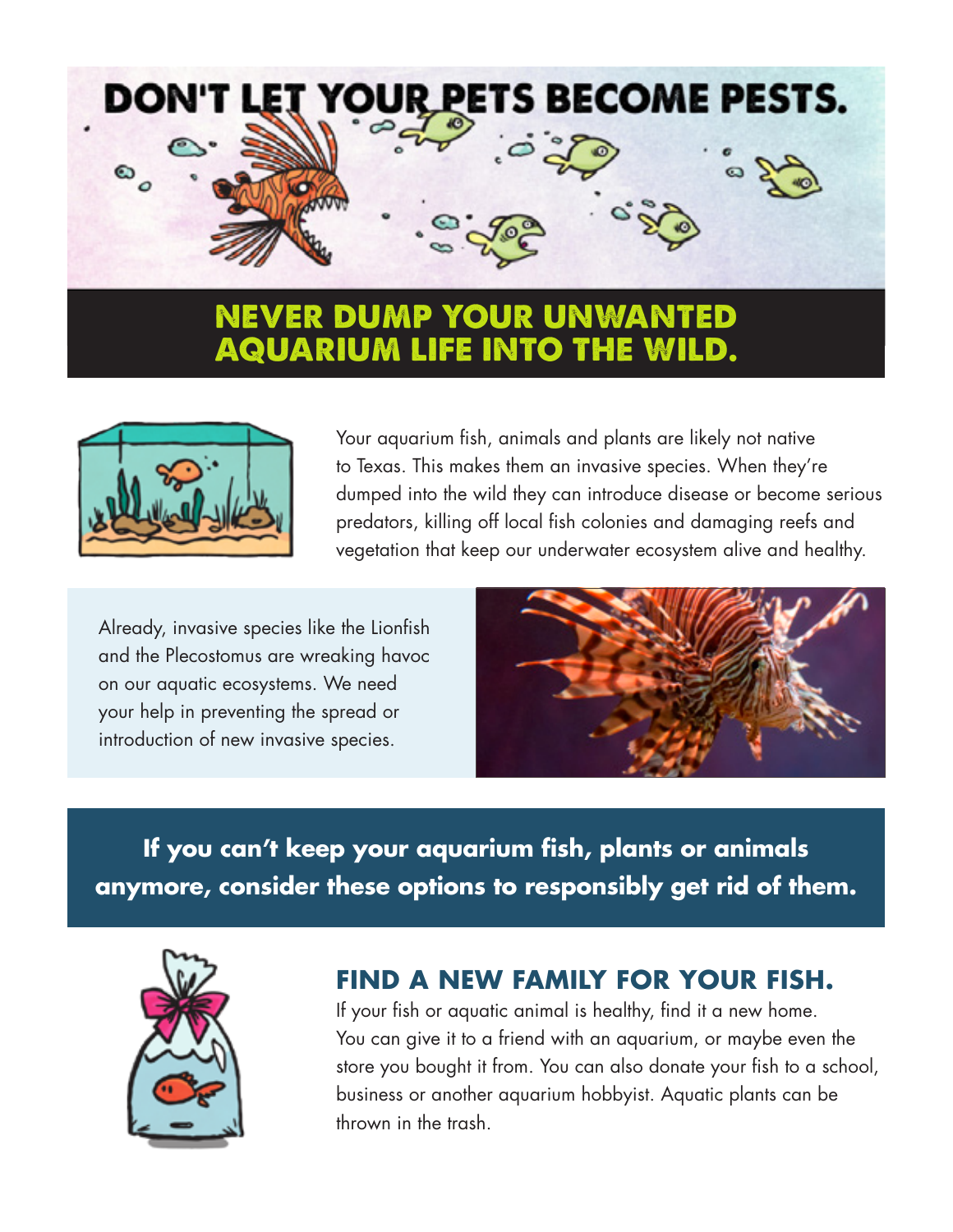# DON'T LET YOUR PETS BECOME PESTS.

## NEVER DUMP YOUR UNWANTED AQUARIUM LIFE INTO THE WILD.

Your aquarium fish, animals and plants are likely not native to Texas. This makes them an invasive species. When they're dumped into the wild they can introduce disease or become serious predators, killing off local fish colonies and damaging reefs and vegetation that keep our underwater ecosystem alive and healthy.

Already, invasive species like the Lionfish and the Plecostomus are wreaking havoc on our aquatic ecosystems. We need your help in preventing the spread or introduction of new invasive species.

**If you can't keep your aquarium fish, plants or animals anymore, consider these options to responsibly get rid of them.**

### FIND A NEW FAMILY FOR YOUR FISH.

If your fish or aquatic animal is healthy, find it a new home. You can give it to a friend with an aquarium, or maybe even the store you bought it from. You can also donate your fish to a school, business or another aquarium hobbyist. Aquatic plants can be thrown in the trash.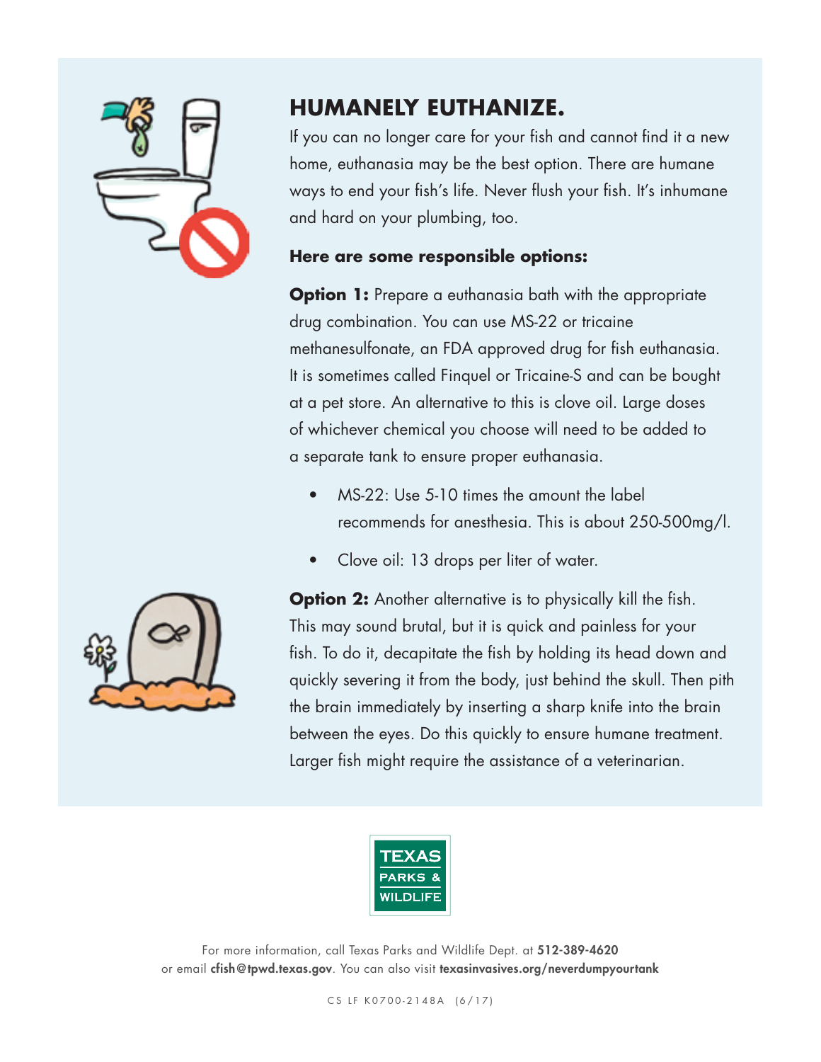## HUMANELY EUTHANIZE.

If you can no longer care for your fish and cannot find it a new home, euthanasia may be the best option. There are humane ways to end your fish's life. Never flush your fish. It's inhumane and hard on your plumbing, too.

**Here are some responsible options:**

**Option 1:** Prepare a euthanasia bath with the appropriate drug combination. You can use MS-22 or tricaine methanesulfonate, an FDA approved drug for fish euthanasia. It is sometimes called Finquel or Tricaine-S and can be bought at a pet store. An alternative to this is clove oil. Large doses of whichever chemical you choose will need to be added to a separate tank to ensure proper euthanasia.

- MS-22: Use 5-10 times the amount the label recommends for anesthesia. This is about 250-500mg/l.
- Clove oil: 13 drops per liter of water.

**Option 2:** Another alternative is to physically kill the fish. This may sound brutal, but it is quick and painless for your fish. To do it, decapitate the fish by holding its head down and quickly severing it from the body, just behind the skull. Then pith the brain immediately by inserting a sharp knife into the brain between the eyes. Do this quickly to ensure humane treatment. Larger fish might require the assistance of a veterinarian.

TEXAS PARKS & WILDLIFE

For more information, call Texas Parks and Wildlife Dept. at **512-389-4620** or email **cfish@tpwd.texas.gov**. You can also visit **texasinvasives.org/neverdumpyourtank**

CS LF K0700-2148A (6/17)